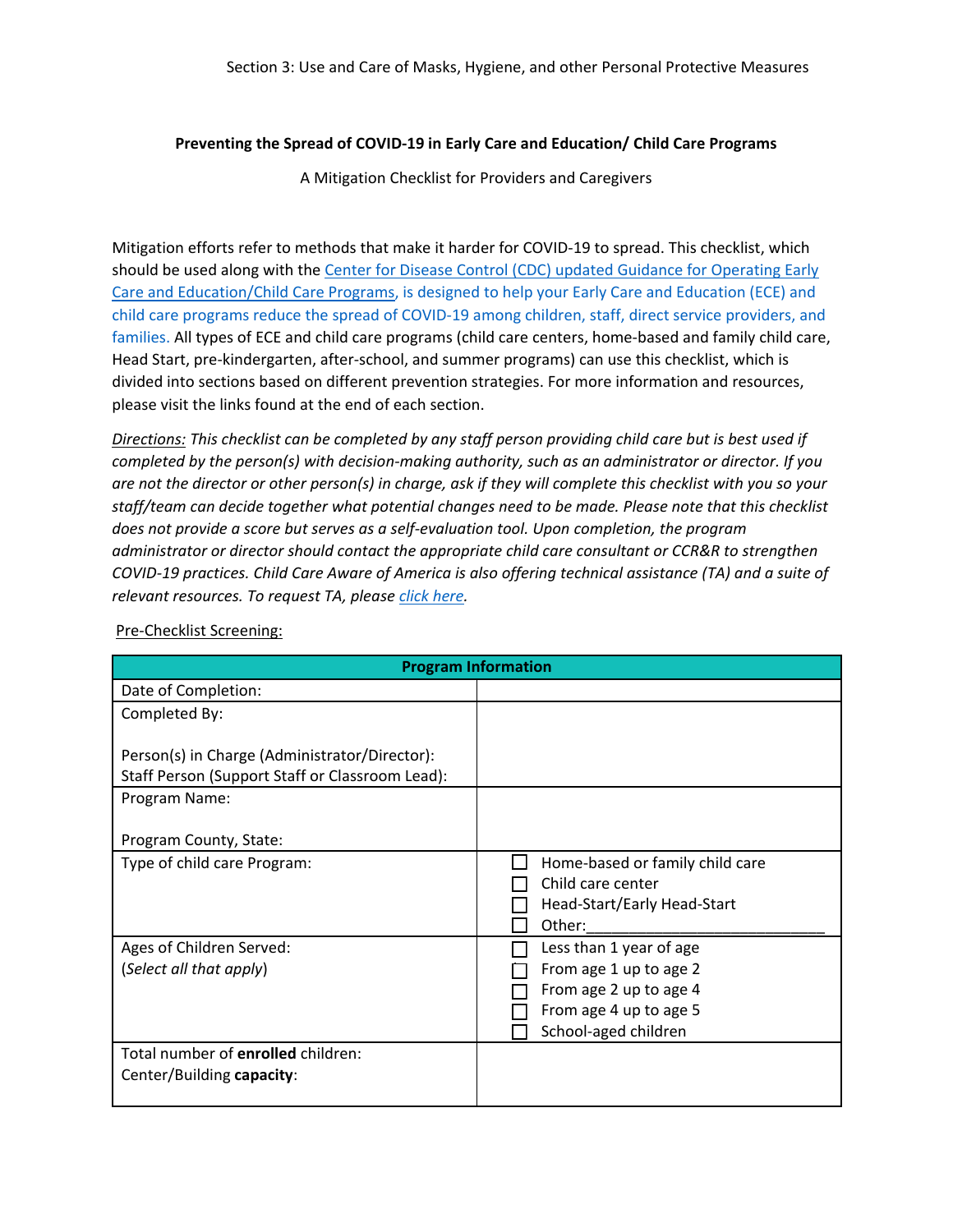Section 3: Use and Care of Masks, Hygiene, and other Personal Protective Measures

**Preventing the Spread of COVID-19 in Early Care and Education/ Child Care Programs**

A Mitigation Checklist for Providers and Caregivers

Mitigation efforts refer to methods that make it harder for COVID-19 to spread. This checklist, which should be used along with the Center for Disease Control (CDC) updated Guidance for Operating Early Care and Education/Child Care Programs, is designed to help your Early Care and Education (ECE) and child care programs reduce the spread of COVID-19 among children, staff, direct service providers, and families. All types of ECE and child care programs (child care centers, home-based and family child care, Head Start, pre-kindergarten, after-school, and summer programs) can use this checklist, which is divided into sections based on different prevention strategies. For more information and resources, please visit the links found at the end of each section.

*Directions: This checklist can be completed by any staff person providing child care but is best used if completed by the person(s) with decision-making authority, such as an administrator or director. If you are not the director or other person(s) in charge, ask if they will complete this checklist with you so your staff/team can decide together what potential changes need to be made. Please note that this checklist does not provide a score but serves as a self-evaluation tool. Upon completion, the program administrator or director should contact the appropriate child care consultant or CCR&R to strengthen COVID-19 practices. Child Care Aware of America is also offering technical assistance (TA) and a suite of relevant resources. To request TA, please click here.*

Pre-Checklist Screening:

| Program Information | |
|---|---|
| Date of Completion: | |
| Completed By:<br><br>Person(s) in Charge (Administrator/Director):<br>Staff Person (Support Staff or Classroom Lead): | |
| Program Name:<br><br>Program County, State: | |
| Type of child care Program: | ☐ Home-based or family child care<br>☐ Child care center<br>☐ Head-Start/Early Head-Start<br>☐ Other:______________________ |
| Ages of Children Served:<br>(*Select all that apply*) | ☐ Less than 1 year of age<br>☐ From age 1 up to age 2<br>☐ From age 2 up to age 4<br>☐ From age 4 up to age 5<br>☐ School-aged children |
| Total number of **enrolled** children:<br>Center/Building **capacity**: | |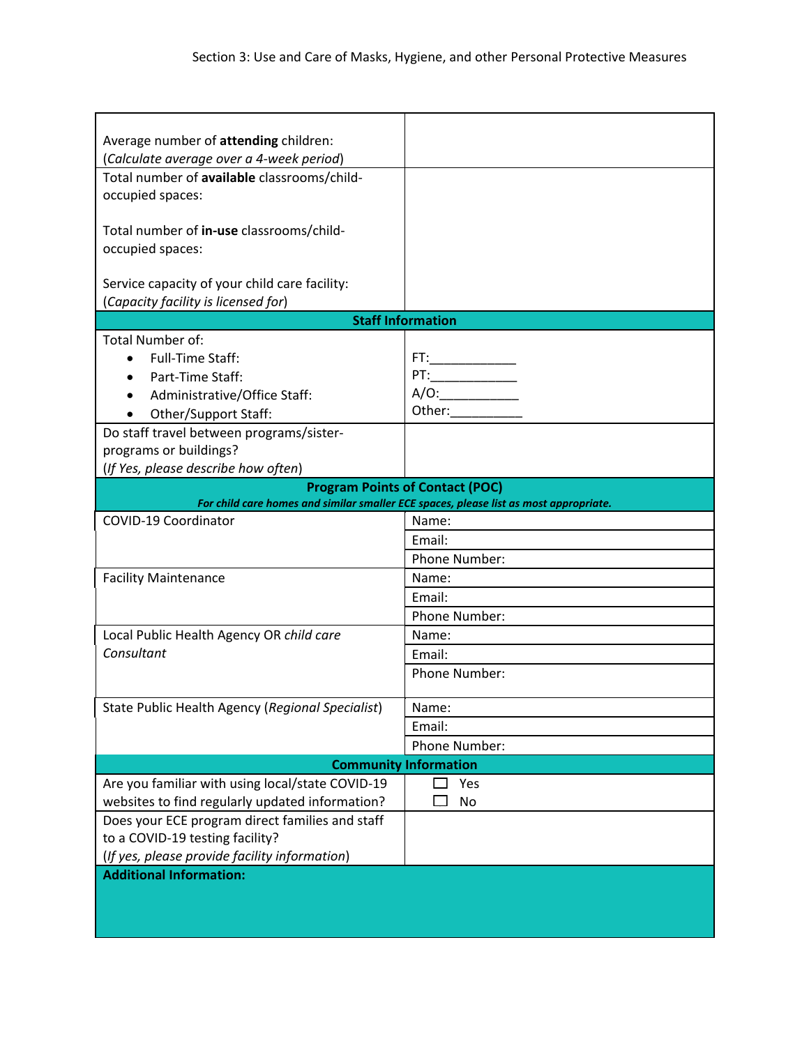| | |
|---|---|
| Average number of **attending** children:<br>(*Calculate average over a 4-week period*) | |
| Total number of **available** classrooms/child-occupied spaces:<br><br>Total number of **in-use** classrooms/child-occupied spaces:<br><br>Service capacity of your child care facility:<br>(*Capacity facility is licensed for*) | |
| **Staff Information** | |
| Total Number of:<br>• Full-Time Staff:<br>• Part-Time Staff:<br>• Administrative/Office Staff:<br>• Other/Support Staff: | FT:\_\_\_\_\_\_\_\_\_\_\_\_<br>PT:\_\_\_\_\_\_\_\_\_\_\_\_<br>A/O:\_\_\_\_\_\_\_\_\_\_\_<br>Other:\_\_\_\_\_\_\_\_\_\_ |
| Do staff travel between programs/sister-programs or buildings?<br>(*If Yes, please describe how often*) | |
| **Program Points of Contact (POC)**<br>***For child care homes and similar smaller ECE spaces, please list as most appropriate.*** | |
| COVID-19 Coordinator | Name: |
| | Email: |
| | Phone Number: |
| Facility Maintenance | Name: |
| | Email: |
| | Phone Number: |
| Local Public Health Agency OR *child care Consultant* | Name: |
| | Email: |
| | Phone Number: |
| State Public Health Agency (*Regional Specialist*) | Name: |
| | Email: |
| | Phone Number: |
| **Community Information** | |
| Are you familiar with using local/state COVID-19 websites to find regularly updated information? | ☐ Yes<br>☐ No |
| Does your ECE program direct families and staff to a COVID-19 testing facility?<br>(*If yes, please provide facility information*) | |
| **Additional Information:** | |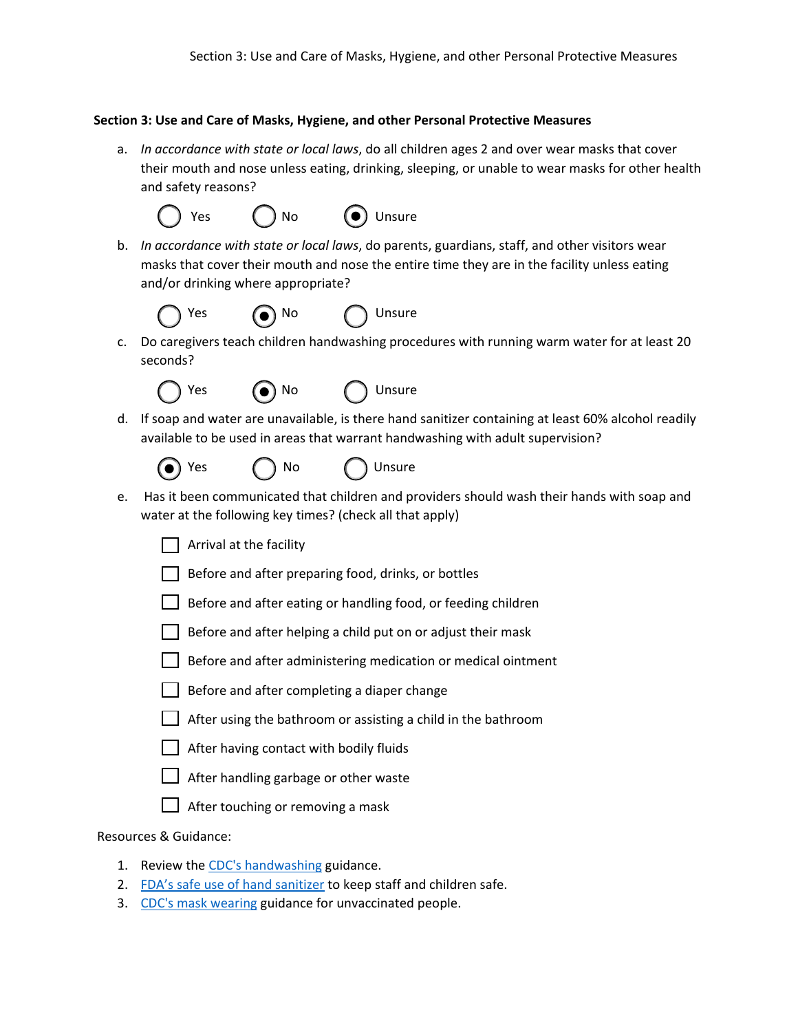**Section 3: Use and Care of Masks, Hygiene, and other Personal Protective Measures**

a. *In accordance with state or local laws*, do all children ages 2 and over wear masks that cover their mouth and nose unless eating, drinking, sleeping, or unable to wear masks for other health and safety reasons?

- ○ Yes
- ○ No
- ◉ Unsure

b. *In accordance with state or local laws*, do parents, guardians, staff, and other visitors wear masks that cover their mouth and nose the entire time they are in the facility unless eating and/or drinking where appropriate?

- ○ Yes
- ◉ No
- ○ Unsure

c. Do caregivers teach children handwashing procedures with running warm water for at least 20 seconds?

- ○ Yes
- ◉ No
- ○ Unsure

d. If soap and water are unavailable, is there hand sanitizer containing at least 60% alcohol readily available to be used in areas that warrant handwashing with adult supervision?

- ◉ Yes
- ○ No
- ○ Unsure

e. Has it been communicated that children and providers should wash their hands with soap and water at the following key times? (check all that apply)

- ☐ Arrival at the facility
- ☐ Before and after preparing food, drinks, or bottles
- ☐ Before and after eating or handling food, or feeding children
- ☐ Before and after helping a child put on or adjust their mask
- ☐ Before and after administering medication or medical ointment
- ☐ Before and after completing a diaper change
- ☐ After using the bathroom or assisting a child in the bathroom
- ☐ After having contact with bodily fluids
- ☐ After handling garbage or other waste
- ☐ After touching or removing a mask

Resources & Guidance:

1. Review the CDC's handwashing guidance.
2. FDA's safe use of hand sanitizer to keep staff and children safe.
3. CDC's mask wearing guidance for unvaccinated people.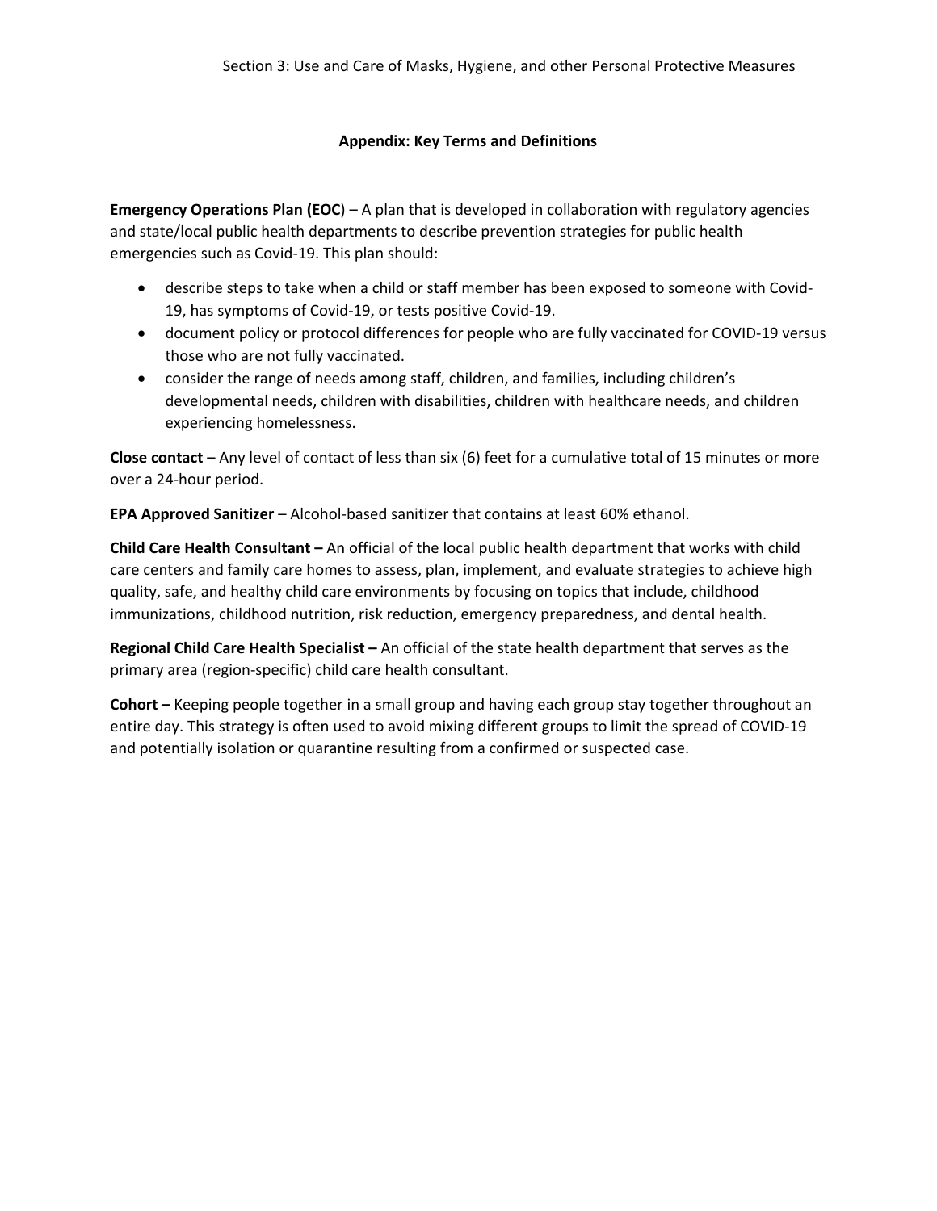## Appendix: Key Terms and Definitions

**Emergency Operations Plan (EOC**) – A plan that is developed in collaboration with regulatory agencies and state/local public health departments to describe prevention strategies for public health emergencies such as Covid-19. This plan should:

- describe steps to take when a child or staff member has been exposed to someone with Covid-19, has symptoms of Covid-19, or tests positive Covid-19.
- document policy or protocol differences for people who are fully vaccinated for COVID-19 versus those who are not fully vaccinated.
- consider the range of needs among staff, children, and families, including children's developmental needs, children with disabilities, children with healthcare needs, and children experiencing homelessness.

**Close contact** – Any level of contact of less than six (6) feet for a cumulative total of 15 minutes or more over a 24-hour period.

**EPA Approved Sanitizer** – Alcohol-based sanitizer that contains at least 60% ethanol.

**Child Care Health Consultant –** An official of the local public health department that works with child care centers and family care homes to assess, plan, implement, and evaluate strategies to achieve high quality, safe, and healthy child care environments by focusing on topics that include, childhood immunizations, childhood nutrition, risk reduction, emergency preparedness, and dental health.

**Regional Child Care Health Specialist –** An official of the state health department that serves as the primary area (region-specific) child care health consultant.

**Cohort –** Keeping people together in a small group and having each group stay together throughout an entire day. This strategy is often used to avoid mixing different groups to limit the spread of COVID-19 and potentially isolation or quarantine resulting from a confirmed or suspected case.